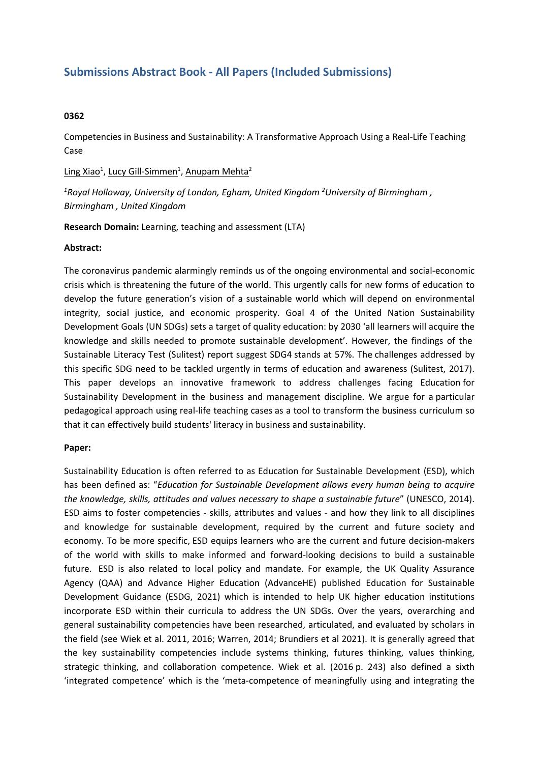# Submissions Abstract Book - All Papers (Included Submissions)

**0362**

Competencies in Business and Sustainability: A Transformative Approach Using a Real-Life Teaching Case

Ling Xiao[1], Lucy Gill-Simmen[1], Anupam Mehta[2]

*[1]Royal Holloway, University of London, Egham, United Kingdom [2]University of Birmingham , Birmingham , United Kingdom*

**Research Domain:** Learning, teaching and assessment (LTA)

**Abstract:**

The coronavirus pandemic alarmingly reminds us of the ongoing environmental and social-economic crisis which is threatening the future of the world. This urgently calls for new forms of education to develop the future generation's vision of a sustainable world which will depend on environmental integrity, social justice, and economic prosperity. Goal 4 of the United Nation Sustainability Development Goals (UN SDGs) sets a target of quality education: by 2030 'all learners will acquire the knowledge and skills needed to promote sustainable development'. However, the findings of the Sustainable Literacy Test (Sulitest) report suggest SDG4 stands at 57%. The challenges addressed by this specific SDG need to be tackled urgently in terms of education and awareness (Sulitest, 2017). This paper develops an innovative framework to address challenges facing Education for Sustainability Development in the business and management discipline. We argue for a particular pedagogical approach using real-life teaching cases as a tool to transform the business curriculum so that it can effectively build students' literacy in business and sustainability.

**Paper:**

Sustainability Education is often referred to as Education for Sustainable Development (ESD), which has been defined as: "*Education for Sustainable Development allows every human being to acquire the knowledge, skills, attitudes and values necessary to shape a sustainable future*" (UNESCO, 2014). ESD aims to foster competencies - skills, attributes and values - and how they link to all disciplines and knowledge for sustainable development, required by the current and future society and economy. To be more specific, ESD equips learners who are the current and future decision-makers of the world with skills to make informed and forward-looking decisions to build a sustainable future. ESD is also related to local policy and mandate. For example, the UK Quality Assurance Agency (QAA) and Advance Higher Education (AdvanceHE) published Education for Sustainable Development Guidance (ESDG, 2021) which is intended to help UK higher education institutions incorporate ESD within their curricula to address the UN SDGs. Over the years, overarching and general sustainability competencies have been researched, articulated, and evaluated by scholars in the field (see Wiek et al. 2011, 2016; Warren, 2014; Brundiers et al 2021). It is generally agreed that the key sustainability competencies include systems thinking, futures thinking, values thinking, strategic thinking, and collaboration competence. Wiek et al. (2016 p. 243) also defined a sixth 'integrated competence' which is the 'meta-competence of meaningfully using and integrating the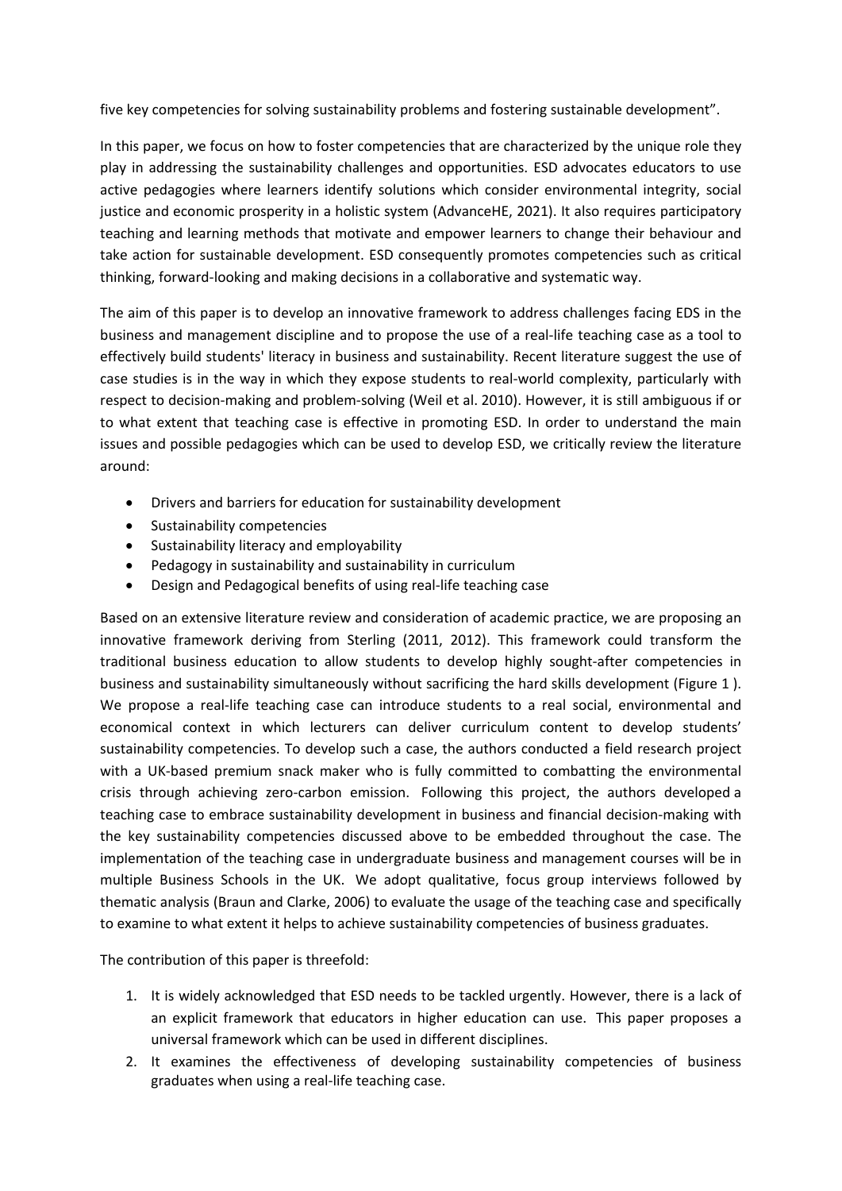five key competencies for solving sustainability problems and fostering sustainable development".

In this paper, we focus on how to foster competencies that are characterized by the unique role they play in addressing the sustainability challenges and opportunities. ESD advocates educators to use active pedagogies where learners identify solutions which consider environmental integrity, social justice and economic prosperity in a holistic system (AdvanceHE, 2021). It also requires participatory teaching and learning methods that motivate and empower learners to change their behaviour and take action for sustainable development. ESD consequently promotes competencies such as critical thinking, forward-looking and making decisions in a collaborative and systematic way.

The aim of this paper is to develop an innovative framework to address challenges facing EDS in the business and management discipline and to propose the use of a real-life teaching case as a tool to effectively build students' literacy in business and sustainability. Recent literature suggest the use of case studies is in the way in which they expose students to real-world complexity, particularly with respect to decision-making and problem-solving (Weil et al. 2010). However, it is still ambiguous if or to what extent that teaching case is effective in promoting ESD. In order to understand the main issues and possible pedagogies which can be used to develop ESD, we critically review the literature around:

- Drivers and barriers for education for sustainability development
- Sustainability competencies
- Sustainability literacy and employability
- Pedagogy in sustainability and sustainability in curriculum
- Design and Pedagogical benefits of using real-life teaching case

Based on an extensive literature review and consideration of academic practice, we are proposing an innovative framework deriving from Sterling (2011, 2012). This framework could transform the traditional business education to allow students to develop highly sought-after competencies in business and sustainability simultaneously without sacrificing the hard skills development (Figure 1 ). We propose a real-life teaching case can introduce students to a real social, environmental and economical context in which lecturers can deliver curriculum content to develop students' sustainability competencies. To develop such a case, the authors conducted a field research project with a UK-based premium snack maker who is fully committed to combatting the environmental crisis through achieving zero-carbon emission. Following this project, the authors developed a teaching case to embrace sustainability development in business and financial decision-making with the key sustainability competencies discussed above to be embedded throughout the case. The implementation of the teaching case in undergraduate business and management courses will be in multiple Business Schools in the UK. We adopt qualitative, focus group interviews followed by thematic analysis (Braun and Clarke, 2006) to evaluate the usage of the teaching case and specifically to examine to what extent it helps to achieve sustainability competencies of business graduates.

The contribution of this paper is threefold:

1. It is widely acknowledged that ESD needs to be tackled urgently. However, there is a lack of an explicit framework that educators in higher education can use. This paper proposes a universal framework which can be used in different disciplines.
2. It examines the effectiveness of developing sustainability competencies of business graduates when using a real-life teaching case.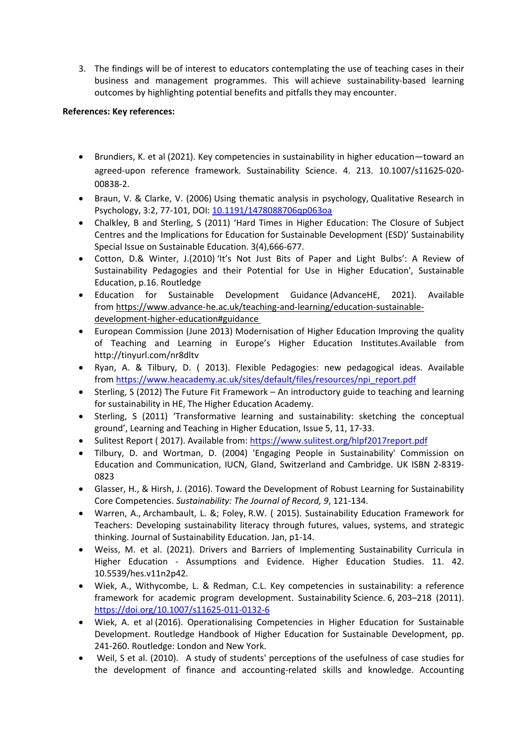3. The findings will be of interest to educators contemplating the use of teaching cases in their business and management programmes. This will achieve sustainability-based learning outcomes by highlighting potential benefits and pitfalls they may encounter.

**References: Key references:**

- Brundiers, K. et al (2021). Key competencies in sustainability in higher education—toward an agreed-upon reference framework. Sustainability Science. 4. 213. 10.1007/s11625-020-00838-2.
- Braun, V. & Clarke, V. (2006) Using thematic analysis in psychology, Qualitative Research in Psychology, 3:2, 77-101, DOI: 10.1191/1478088706qp063oa
- Chalkley, B and Sterling, S (2011) 'Hard Times in Higher Education: The Closure of Subject Centres and the Implications for Education for Sustainable Development (ESD)' Sustainability Special Issue on Sustainable Education. 3(4),666-677.
- Cotton, D.& Winter, J.(2010) 'It's Not Just Bits of Paper and Light Bulbs': A Review of Sustainability Pedagogies and their Potential for Use in Higher Education', Sustainable Education, p.16. Routledge
- Education for Sustainable Development Guidance (AdvanceHE, 2021). Available from https://www.advance-he.ac.uk/teaching-and-learning/education-sustainable-development-higher-education#guidance
- European Commission (June 2013) Modernisation of Higher Education Improving the quality of Teaching and Learning in Europe's Higher Education Institutes.Available from http://tinyurl.com/nr8dltv
- Ryan, A. & Tilbury, D. ( 2013). Flexible Pedagogies: new pedagogical ideas. Available from https://www.heacademy.ac.uk/sites/default/files/resources/npi_report.pdf
- Sterling, S (2012) The Future Fit Framework – An introductory guide to teaching and learning for sustainability in HE, The Higher Education Academy.
- Sterling, S (2011) 'Transformative learning and sustainability: sketching the conceptual ground', Learning and Teaching in Higher Education, Issue 5, 11, 17-33.
- Sulitest Report ( 2017). Available from: https://www.sulitest.org/hlpf2017report.pdf
- Tilbury, D. and Wortman, D. (2004) 'Engaging People in Sustainability' Commission on Education and Communication, IUCN, Gland, Switzerland and Cambridge. UK ISBN 2-8319-0823
- Glasser, H., & Hirsh, J. (2016). Toward the Development of Robust Learning for Sustainability Core Competencies. *Sustainability: The Journal of Record, 9*, 121-134.
- Warren, A., Archambault, L. &; Foley, R.W. ( 2015). Sustainability Education Framework for Teachers: Developing sustainability literacy through futures, values, systems, and strategic thinking. Journal of Sustainability Education. Jan, p1-14.
- Weiss, M. et al. (2021). Drivers and Barriers of Implementing Sustainability Curricula in Higher Education - Assumptions and Evidence. Higher Education Studies. 11. 42. 10.5539/hes.v11n2p42.
- Wiek, A., Withycombe, L. & Redman, C.L. Key competencies in sustainability: a reference framework for academic program development. Sustainability Science. 6, 203–218 (2011). https://doi.org/10.1007/s11625-011-0132-6
- Wiek, A. et al (2016). Operationalising Competencies in Higher Education for Sustainable Development. Routledge Handbook of Higher Education for Sustainable Development, pp. 241-260. Routledge: London and New York.
- Weil, S et al. (2010). A study of students' perceptions of the usefulness of case studies for the development of finance and accounting-related skills and knowledge. Accounting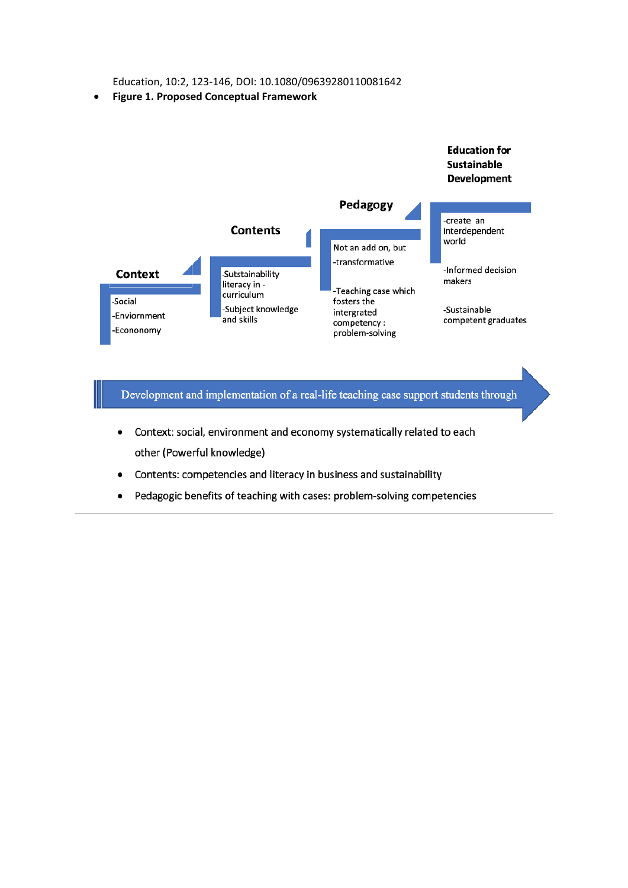Education, 10:2, 123-146, DOI: 10.1080/09639280110081642

- **Figure 1. Proposed Conceptual Framework**

**Context**

-Social
-Enviornment
-Econonomy

**Contents**

-Sutstainability literacy in -curriculum
-Subject knowledge and skills

**Pedagogy**

Not an add on, but
-transformative

-Teaching case which fosters the intergrated competency : problem-solving

**Education for Sustainable Development**

-create an interdependent world

-Informed decision makers

-Sustainable competent graduates

Development and implementation of a real-life teaching case support students through

- Context: social, environment and economy systematically related to each other (Powerful knowledge)
- Contents: competencies and literacy in business and sustainability
- Pedagogic benefits of teaching with cases: problem-solving competencies